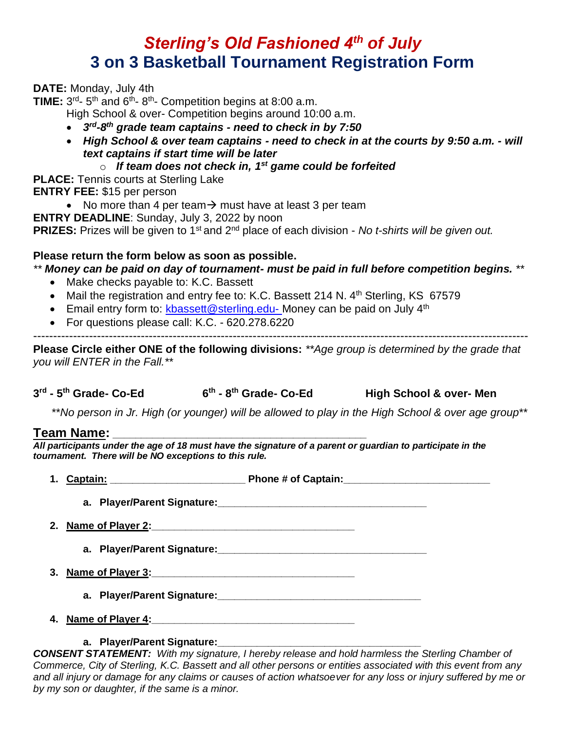# *Sterling's Old Fashioned 4th of July*
# 3 on 3 Basketball Tournament Registration Form

**DATE:** Monday, July 4th

**TIME:** 3rd- 5th and 6th- 8th- Competition begins at 8:00 a.m.
High School & over- Competition begins around 10:00 a.m.

- ***3rd-8th grade team captains - need to check in by 7:50***
- ***High School & over team captains - need to check in at the courts by 9:50 a.m. - will text captains if start time will be later***
  - ***If team does not check in, 1st game could be forfeited***

**PLACE:** Tennis courts at Sterling Lake

**ENTRY FEE:** $15 per person

- No more than 4 per team→ must have at least 3 per team

**ENTRY DEADLINE**: Sunday, July 3, 2022 by noon

**PRIZES:** Prizes will be given to 1st and 2nd place of each division - *No t-shirts will be given out.*

**Please return the form below as soon as possible.**

** ***Money can be paid on day of tournament- must be paid in full before competition begins.*** **

- Make checks payable to: K.C. Bassett
- Mail the registration and entry fee to: K.C. Bassett 214 N. 4th Sterling, KS 67579
- Email entry form to: kbassett@sterling.edu- Money can be paid on July 4th
- For questions please call: K.C. - 620.278.6220

---

**Please Circle either ONE of the following divisions:** *\*\*Age group is determined by the grade that you will ENTER in the Fall.\*\**

**3rd - 5th Grade- Co-Ed** &nbsp;&nbsp;&nbsp;&nbsp; **6th - 8th Grade- Co-Ed** &nbsp;&nbsp;&nbsp;&nbsp; **High School & over- Men**

*\*\*No person in Jr. High (or younger) will be allowed to play in the High School & over age group\*\**

## Team Name: ________________________________________

***All participants under the age of 18 must have the signature of a parent or guardian to participate in the tournament. There will be NO exceptions to this rule.***

1. **Captain: ______________________ Phone # of Captain:________________________**
   a. **Player/Parent Signature:__________________________________**
2. **Name of Player 2:________________________________**
   a. **Player/Parent Signature:__________________________________**
3. **Name of Player 3:________________________________**
   a. **Player/Parent Signature:__________________________________**
4. **Name of Player 4:________________________________**
   a. **Player/Parent Signature:__________________________________**

***CONSENT STATEMENT:*** *With my signature, I hereby release and hold harmless the Sterling Chamber of Commerce, City of Sterling, K.C. Bassett and all other persons or entities associated with this event from any and all injury or damage for any claims or causes of action whatsoever for any loss or injury suffered by me or by my son or daughter, if the same is a minor.*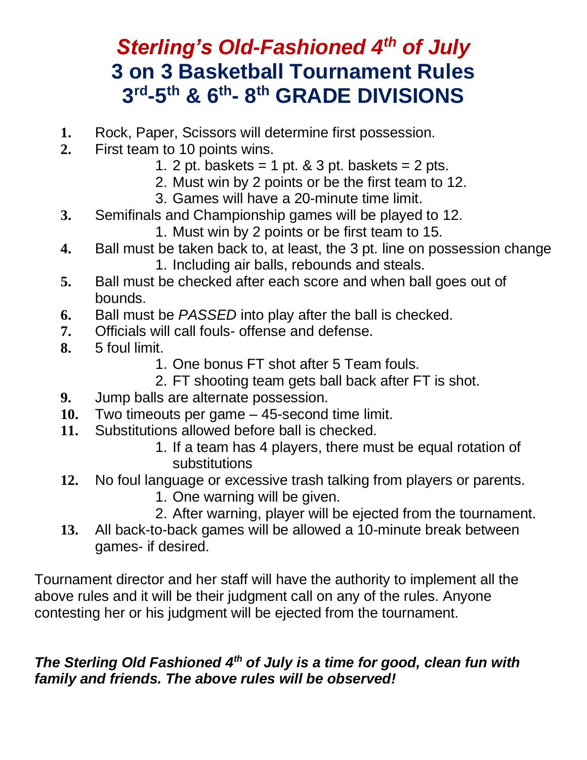# *Sterling's Old-Fashioned 4th of July*
# 3 on 3 Basketball Tournament Rules
# 3rd-5th & 6th- 8th GRADE DIVISIONS

1. Rock, Paper, Scissors will determine first possession.
2. First team to 10 points wins.
    1. 2 pt. baskets = 1 pt. & 3 pt. baskets = 2 pts.
    2. Must win by 2 points or be the first team to 12.
    3. Games will have a 20-minute time limit.
3. Semifinals and Championship games will be played to 12.
    1. Must win by 2 points or be first team to 15.
4. Ball must be taken back to, at least, the 3 pt. line on possession change
    1. Including air balls, rebounds and steals.
5. Ball must be checked after each score and when ball goes out of bounds.
6. Ball must be *PASSED* into play after the ball is checked.
7. Officials will call fouls- offense and defense.
8. 5 foul limit.
    1. One bonus FT shot after 5 Team fouls.
    2. FT shooting team gets ball back after FT is shot.
9. Jump balls are alternate possession.
10. Two timeouts per game – 45-second time limit.
11. Substitutions allowed before ball is checked.
    1. If a team has 4 players, there must be equal rotation of substitutions
12. No foul language or excessive trash talking from players or parents.
    1. One warning will be given.
    2. After warning, player will be ejected from the tournament.
13. All back-to-back games will be allowed a 10-minute break between games- if desired.

Tournament director and her staff will have the authority to implement all the above rules and it will be their judgment call on any of the rules. Anyone contesting her or his judgment will be ejected from the tournament.

***The Sterling Old Fashioned 4th of July is a time for good, clean fun with family and friends. The above rules will be observed!***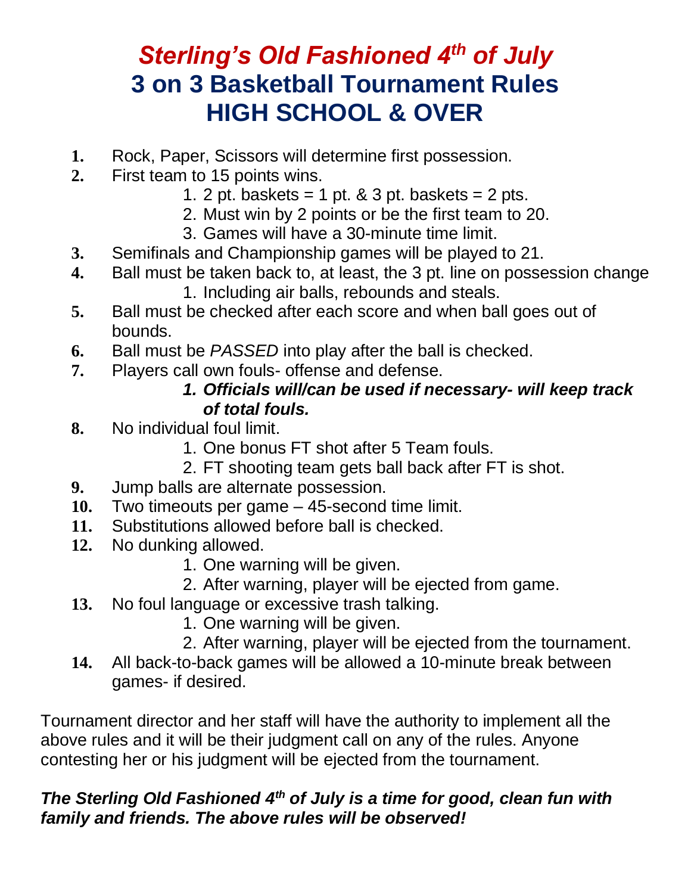# *Sterling's Old Fashioned 4th of July*
# 3 on 3 Basketball Tournament Rules
# HIGH SCHOOL & OVER

1. Rock, Paper, Scissors will determine first possession.
2. First team to 15 points wins.
    1. 2 pt. baskets = 1 pt. & 3 pt. baskets = 2 pts.
    2. Must win by 2 points or be the first team to 20.
    3. Games will have a 30-minute time limit.
3. Semifinals and Championship games will be played to 21.
4. Ball must be taken back to, at least, the 3 pt. line on possession change
    1. Including air balls, rebounds and steals.
5. Ball must be checked after each score and when ball goes out of bounds.
6. Ball must be *PASSED* into play after the ball is checked.
7. Players call own fouls- offense and defense.
    1. ***Officials will/can be used if necessary- will keep track of total fouls.***
8. No individual foul limit.
    1. One bonus FT shot after 5 Team fouls.
    2. FT shooting team gets ball back after FT is shot.
9. Jump balls are alternate possession.
10. Two timeouts per game – 45-second time limit.
11. Substitutions allowed before ball is checked.
12. No dunking allowed.
    1. One warning will be given.
    2. After warning, player will be ejected from game.
13. No foul language or excessive trash talking.
    1. One warning will be given.
    2. After warning, player will be ejected from the tournament.
14. All back-to-back games will be allowed a 10-minute break between games- if desired.

Tournament director and her staff will have the authority to implement all the above rules and it will be their judgment call on any of the rules. Anyone contesting her or his judgment will be ejected from the tournament.

***The Sterling Old Fashioned 4th of July is a time for good, clean fun with family and friends. The above rules will be observed!***